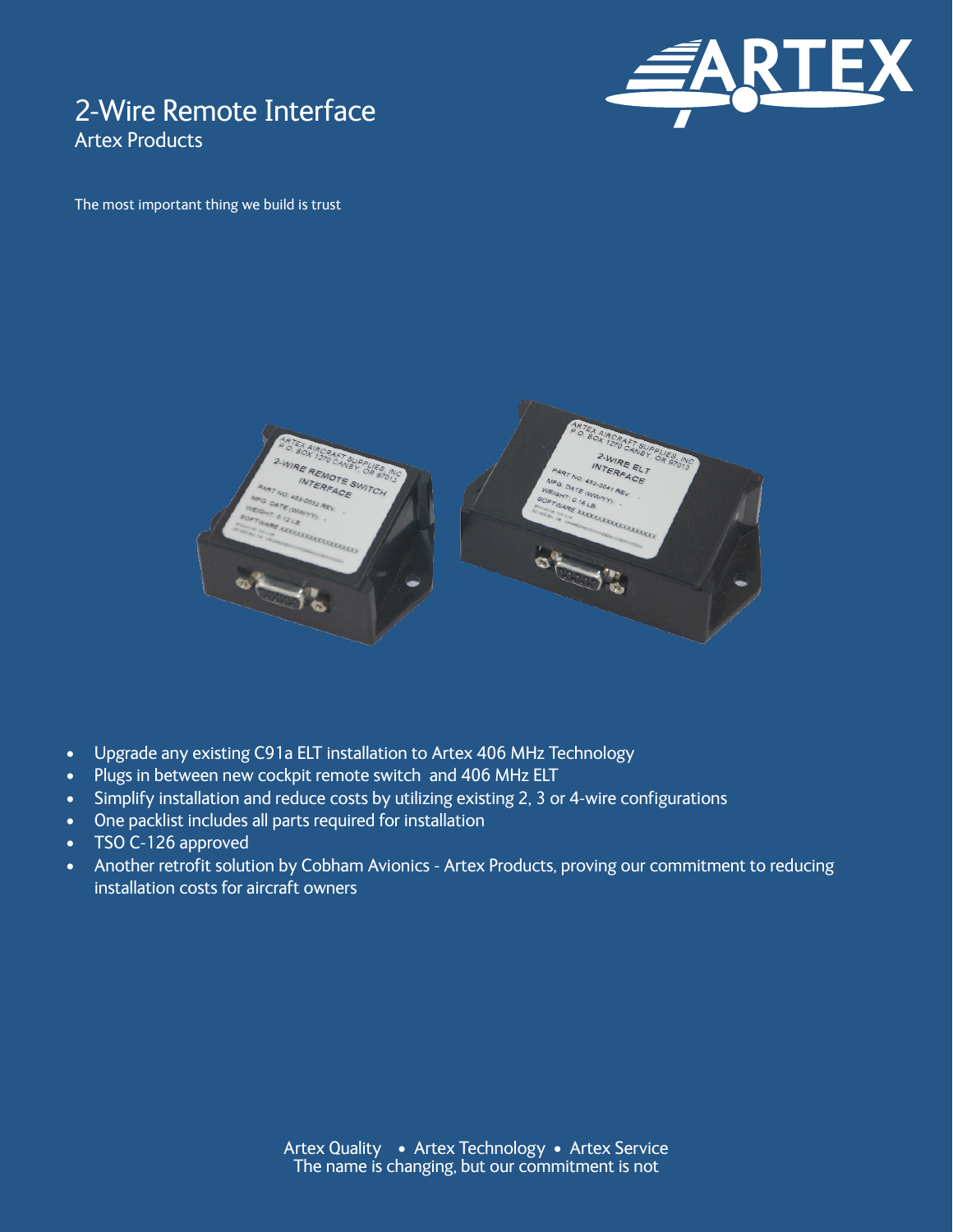# 2-Wire Remote Interface

## Artex Products

The most important thing we build is trust

- Upgrade any existing C91a ELT installation to Artex 406 MHz Technology
- Plugs in between new cockpit remote switch and 406 MHz ELT
- Simplify installation and reduce costs by utilizing existing 2, 3 or 4-wire configurations
- One packlist includes all parts required for installation
- TSO C-126 approved
- Another retrofit solution by Cobham Avionics - Artex Products, proving our commitment to reducing installation costs for aircraft owners

Artex Quality • Artex Technology • Artex Service

The name is changing, but our commitment is not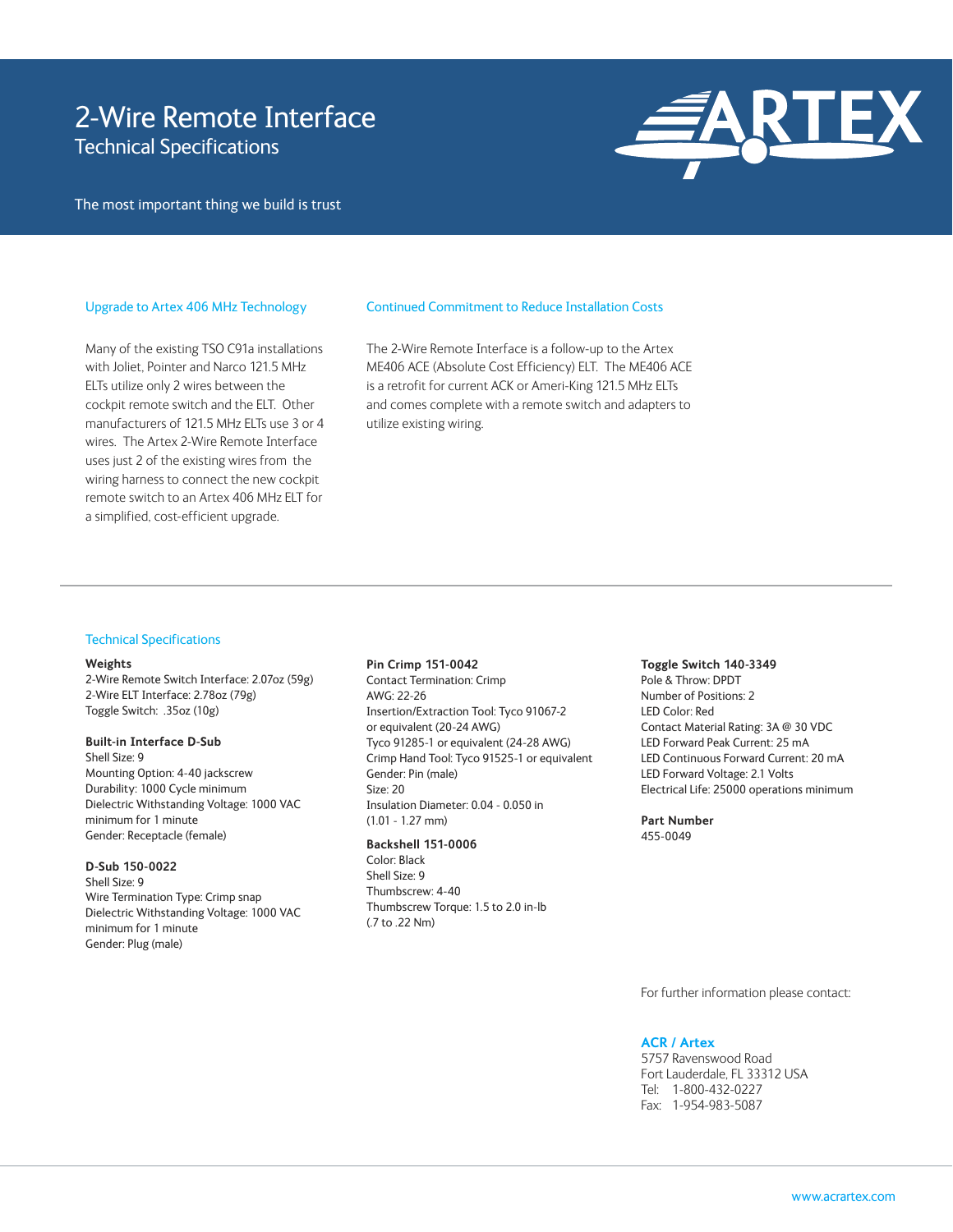# 2-Wire Remote Interface

Technical Specifications

The most important thing we build is trust

## Upgrade to Artex 406 MHz Technology

Many of the existing TSO C91a installations with Joliet, Pointer and Narco 121.5 MHz ELTs utilize only 2 wires between the cockpit remote switch and the ELT. Other manufacturers of 121.5 MHz ELTs use 3 or 4 wires. The Artex 2-Wire Remote Interface uses just 2 of the existing wires from the wiring harness to connect the new cockpit remote switch to an Artex 406 MHz ELT for a simplified, cost-efficient upgrade.

## Continued Commitment to Reduce Installation Costs

The 2-Wire Remote Interface is a follow-up to the Artex ME406 ACE (Absolute Cost Efficiency) ELT. The ME406 ACE is a retrofit for current ACK or Ameri-King 121.5 MHz ELTs and comes complete with a remote switch and adapters to utilize existing wiring.

## Technical Specifications

**Weights**
2-Wire Remote Switch Interface: 2.07oz (59g)
2-Wire ELT Interface: 2.78oz (79g)
Toggle Switch: .35oz (10g)

**Built-in Interface D-Sub**
Shell Size: 9
Mounting Option: 4-40 jackscrew
Durability: 1000 Cycle minimum
Dielectric Withstanding Voltage: 1000 VAC minimum for 1 minute
Gender: Receptacle (female)

**D-Sub 150-0022**
Shell Size: 9
Wire Termination Type: Crimp snap
Dielectric Withstanding Voltage: 1000 VAC minimum for 1 minute
Gender: Plug (male)

**Pin Crimp 151-0042**
Contact Termination: Crimp
AWG: 22-26
Insertion/Extraction Tool: Tyco 91067-2 or equivalent (20-24 AWG)
Tyco 91285-1 or equivalent (24-28 AWG)
Crimp Hand Tool: Tyco 91525-1 or equivalent
Gender: Pin (male)
Size: 20
Insulation Diameter: 0.04 - 0.050 in (1.01 - 1.27 mm)

**Backshell 151-0006**
Color: Black
Shell Size: 9
Thumbscrew: 4-40
Thumbscrew Torque: 1.5 to 2.0 in-lb (.7 to .22 Nm)

**Toggle Switch 140-3349**
Pole & Throw: DPDT
Number of Positions: 2
LED Color: Red
Contact Material Rating: 3A @ 30 VDC
LED Forward Peak Current: 25 mA
LED Continuous Forward Current: 20 mA
LED Forward Voltage: 2.1 Volts
Electrical Life: 25000 operations minimum

**Part Number**
455-0049

For further information please contact:

**ACR / Artex**
5757 Ravenswood Road
Fort Lauderdale, FL 33312 USA
Tel: 1-800-432-0227
Fax: 1-954-983-5087

www.acrartex.com